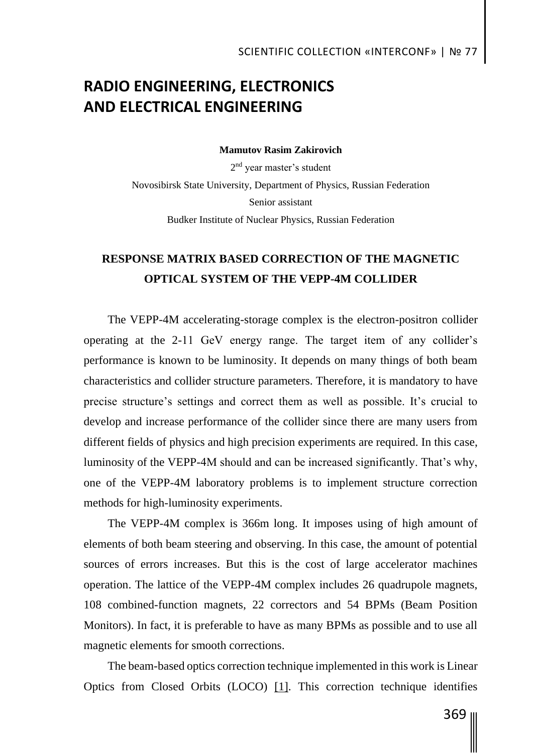# RADIO ENGINEERING, ELECTRONICS AND ELECTRICAL ENGINEERING

**Mamutov Rasim Zakirovich**

2nd year master's student

Novosibirsk State University, Department of Physics, Russian Federation

Senior assistant

Budker Institute of Nuclear Physics, Russian Federation

## RESPONSE MATRIX BASED CORRECTION OF THE MAGNETIC OPTICAL SYSTEM OF THE VEPP-4M COLLIDER

The VEPP-4M accelerating-storage complex is the electron-positron collider operating at the 2-11 GeV energy range. The target item of any collider's performance is known to be luminosity. It depends on many things of both beam characteristics and collider structure parameters. Therefore, it is mandatory to have precise structure's settings and correct them as well as possible. It's crucial to develop and increase performance of the collider since there are many users from different fields of physics and high precision experiments are required. In this case, luminosity of the VEPP-4M should and can be increased significantly. That's why, one of the VEPP-4M laboratory problems is to implement structure correction methods for high-luminosity experiments.

The VEPP-4M complex is 366m long. It imposes using of high amount of elements of both beam steering and observing. In this case, the amount of potential sources of errors increases. But this is the cost of large accelerator machines operation. The lattice of the VEPP-4M complex includes 26 quadrupole magnets, 108 combined-function magnets, 22 correctors and 54 BPMs (Beam Position Monitors). In fact, it is preferable to have as many BPMs as possible and to use all magnetic elements for smooth corrections.

The beam-based optics correction technique implemented in this work is Linear Optics from Closed Orbits (LOCO) [1]. This correction technique identifies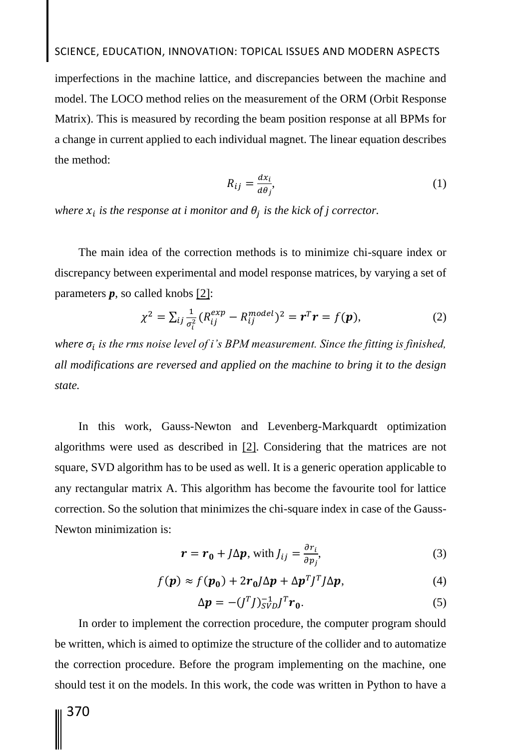imperfections in the machine lattice, and discrepancies between the machine and model. The LOCO method relies on the measurement of the ORM (Orbit Response Matrix). This is measured by recording the beam position response at all BPMs for a change in current applied to each individual magnet. The linear equation describes the method:

$$R_{ij} = \frac{dx_i}{d\theta_j}, \tag{1}$$

*where $x_i$ is the response at i monitor and $\theta_j$ is the kick of j corrector.*

The main idea of the correction methods is to minimize chi-square index or discrepancy between experimental and model response matrices, by varying a set of parameters $\boldsymbol{p}$, so called knobs [2]:

$$\chi^2 = \sum_{ij} \frac{1}{\sigma_i^2} (R_{ij}^{exp} - R_{ij}^{model})^2 = \boldsymbol{r}^T \boldsymbol{r} = f(\boldsymbol{p}), \tag{2}$$

*where $\sigma_i$ is the rms noise level of i's BPM measurement. Since the fitting is finished, all modifications are reversed and applied on the machine to bring it to the design state.*

In this work, Gauss-Newton and Levenberg-Markquardt optimization algorithms were used as described in [2]. Considering that the matrices are not square, SVD algorithm has to be used as well. It is a generic operation applicable to any rectangular matrix A. This algorithm has become the favourite tool for lattice correction. So the solution that minimizes the chi-square index in case of the Gauss-Newton minimization is:

$$\boldsymbol{r} = \boldsymbol{r_0} + J\Delta\boldsymbol{p}, \text{ with } J_{ij} = \frac{\partial r_i}{\partial p_j}, \tag{3}$$

$$f(\boldsymbol{p}) \approx f(\boldsymbol{p_0}) + 2\boldsymbol{r_0} J \Delta\boldsymbol{p} + \Delta\boldsymbol{p}^T J^T J \Delta\boldsymbol{p}, \tag{4}$$

$$\Delta\boldsymbol{p} = -(J^T J)_{SVD}^{-1} J^T \boldsymbol{r_0}. \tag{5}$$

In order to implement the correction procedure, the computer program should be written, which is aimed to optimize the structure of the collider and to automatize the correction procedure. Before the program implementing on the machine, one should test it on the models. In this work, the code was written in Python to have a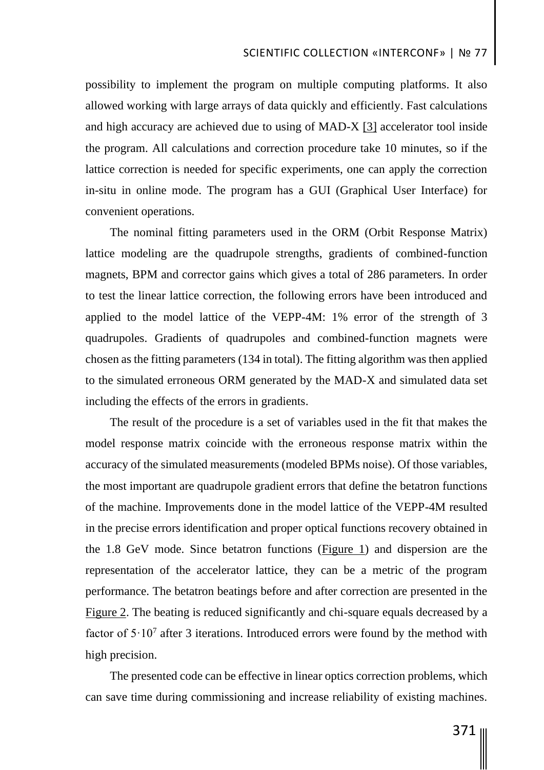possibility to implement the program on multiple computing platforms. It also allowed working with large arrays of data quickly and efficiently. Fast calculations and high accuracy are achieved due to using of MAD-X [3] accelerator tool inside the program. All calculations and correction procedure take 10 minutes, so if the lattice correction is needed for specific experiments, one can apply the correction in-situ in online mode. The program has a GUI (Graphical User Interface) for convenient operations.

The nominal fitting parameters used in the ORM (Orbit Response Matrix) lattice modeling are the quadrupole strengths, gradients of combined-function magnets, BPM and corrector gains which gives a total of 286 parameters. In order to test the linear lattice correction, the following errors have been introduced and applied to the model lattice of the VEPP-4M: 1% error of the strength of 3 quadrupoles. Gradients of quadrupoles and combined-function magnets were chosen as the fitting parameters (134 in total). The fitting algorithm was then applied to the simulated erroneous ORM generated by the MAD-X and simulated data set including the effects of the errors in gradients.

The result of the procedure is a set of variables used in the fit that makes the model response matrix coincide with the erroneous response matrix within the accuracy of the simulated measurements (modeled BPMs noise). Of those variables, the most important are quadrupole gradient errors that define the betatron functions of the machine. Improvements done in the model lattice of the VEPP-4M resulted in the precise errors identification and proper optical functions recovery obtained in the 1.8 GeV mode. Since betatron functions (Figure 1) and dispersion are the representation of the accelerator lattice, they can be a metric of the program performance. The betatron beatings before and after correction are presented in the Figure 2. The beating is reduced significantly and chi-square equals decreased by a factor of $5 \cdot 10^7$ after 3 iterations. Introduced errors were found by the method with high precision.

The presented code can be effective in linear optics correction problems, which can save time during commissioning and increase reliability of existing machines.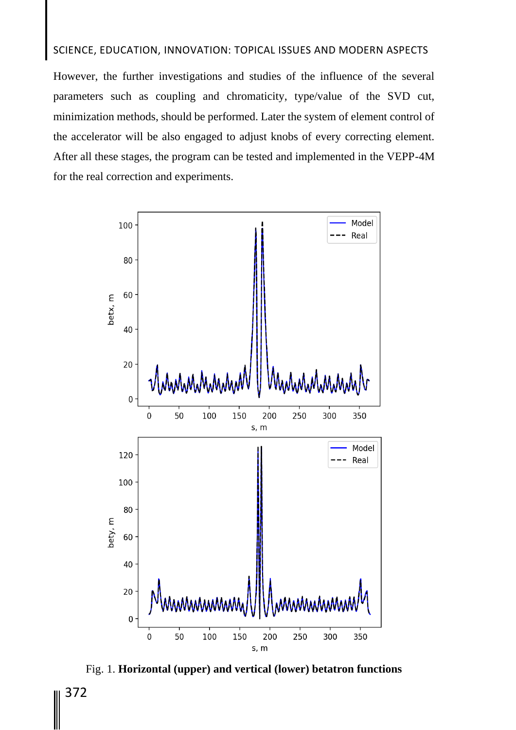However, the further investigations and studies of the influence of the several parameters such as coupling and chromaticity, type/value of the SVD cut, minimization methods, should be performed. Later the system of element control of the accelerator will be also engaged to adjust knobs of every correcting element. After all these stages, the program can be tested and implemented in the VEPP-4M for the real correction and experiments.

Fig. 1. **Horizontal (upper) and vertical (lower) betatron functions**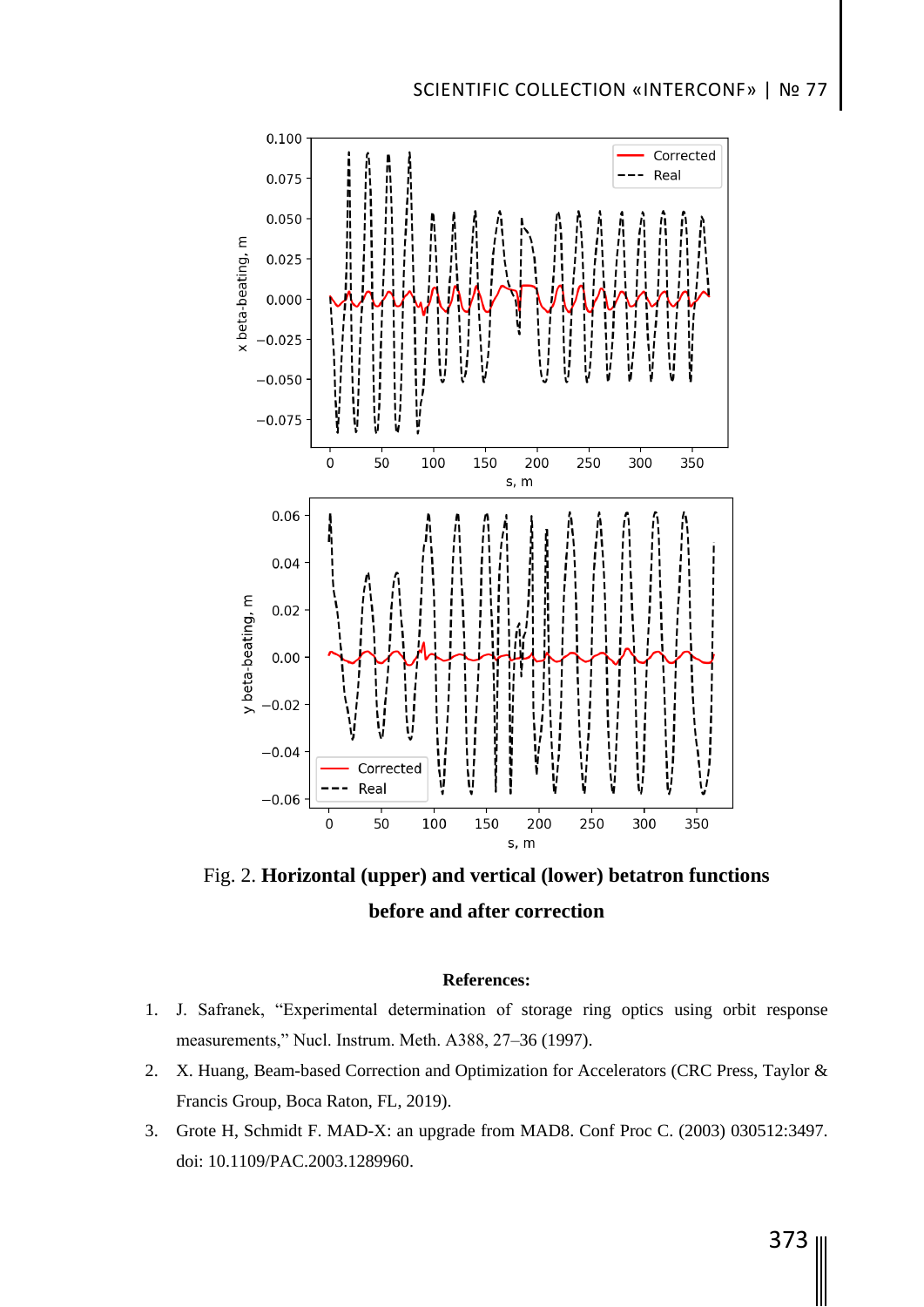0.100
0.075
0.050
0.025
0.000
−0.025
−0.050
−0.075

x beta-beating, m

0 50 100 150 200 250 300 350

s, m

Corrected
Real

0.06
0.04
0.02
0.00
−0.02
−0.04
−0.06

y beta-beating, m

0 50 100 150 200 250 300 350

s, m

Corrected
Real

Fig. 2. **Horizontal (upper) and vertical (lower) betatron functions before and after correction**

**References:**

1. J. Safranek, "Experimental determination of storage ring optics using orbit response measurements," Nucl. Instrum. Meth. A388, 27–36 (1997).
2. X. Huang, Beam-based Correction and Optimization for Accelerators (CRC Press, Taylor & Francis Group, Boca Raton, FL, 2019).
3. Grote H, Schmidt F. MAD-X: an upgrade from MAD8. Conf Proc C. (2003) 030512:3497. doi: 10.1109/PAC.2003.1289960.